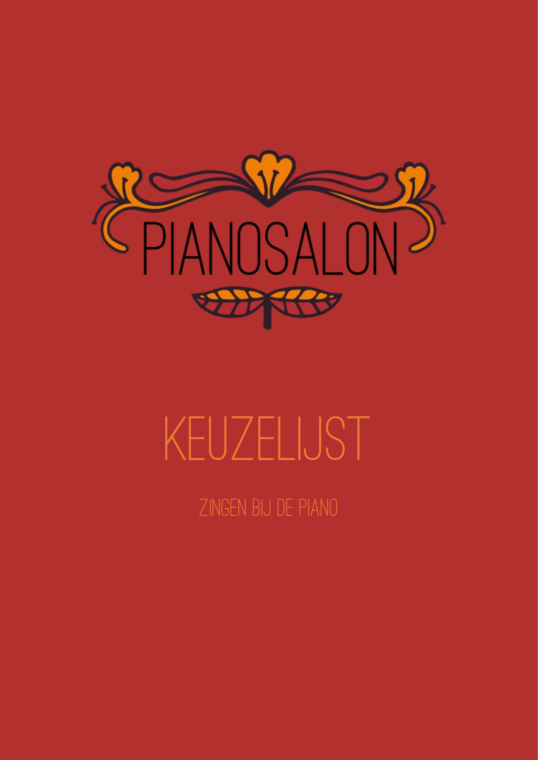# PIANOSALON

# KEUZELIJST

## ZINGEN BIJ DE PIANO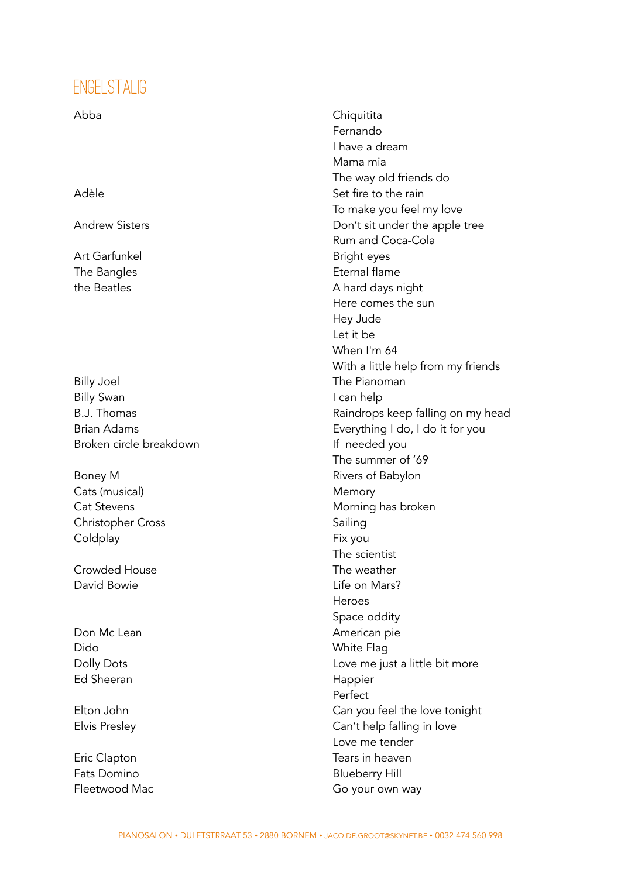# ENGELSTALIG

| | |
|---|---|
| Abba | Chiquitita |
| | Fernando |
| | I have a dream |
| | Mama mia |
| | The way old friends do |
| Adèle | Set fire to the rain |
| | To make you feel my love |
| Andrew Sisters | Don't sit under the apple tree |
| | Rum and Coca-Cola |
| Art Garfunkel | Bright eyes |
| The Bangles | Eternal flame |
| the Beatles | A hard days night |
| | Here comes the sun |
| | Hey Jude |
| | Let it be |
| | When I'm 64 |
| | With a little help from my friends |
| Billy Joel | The Pianoman |
| Billy Swan | I can help |
| B.J. Thomas | Raindrops keep falling on my head |
| Brian Adams | Everything I do, I do it for you |
| Broken circle breakdown | If needed you |
| | The summer of '69 |
| Boney M | Rivers of Babylon |
| Cats (musical) | Memory |
| Cat Stevens | Morning has broken |
| Christopher Cross | Sailing |
| Coldplay | Fix you |
| | The scientist |
| Crowded House | The weather |
| David Bowie | Life on Mars? |
| | Heroes |
| | Space oddity |
| Don Mc Lean | American pie |
| Dido | White Flag |
| Dolly Dots | Love me just a little bit more |
| Ed Sheeran | Happier |
| | Perfect |
| Elton John | Can you feel the love tonight |
| Elvis Presley | Can't help falling in love |
| | Love me tender |
| Eric Clapton | Tears in heaven |
| Fats Domino | Blueberry Hill |
| Fleetwood Mac | Go your own way |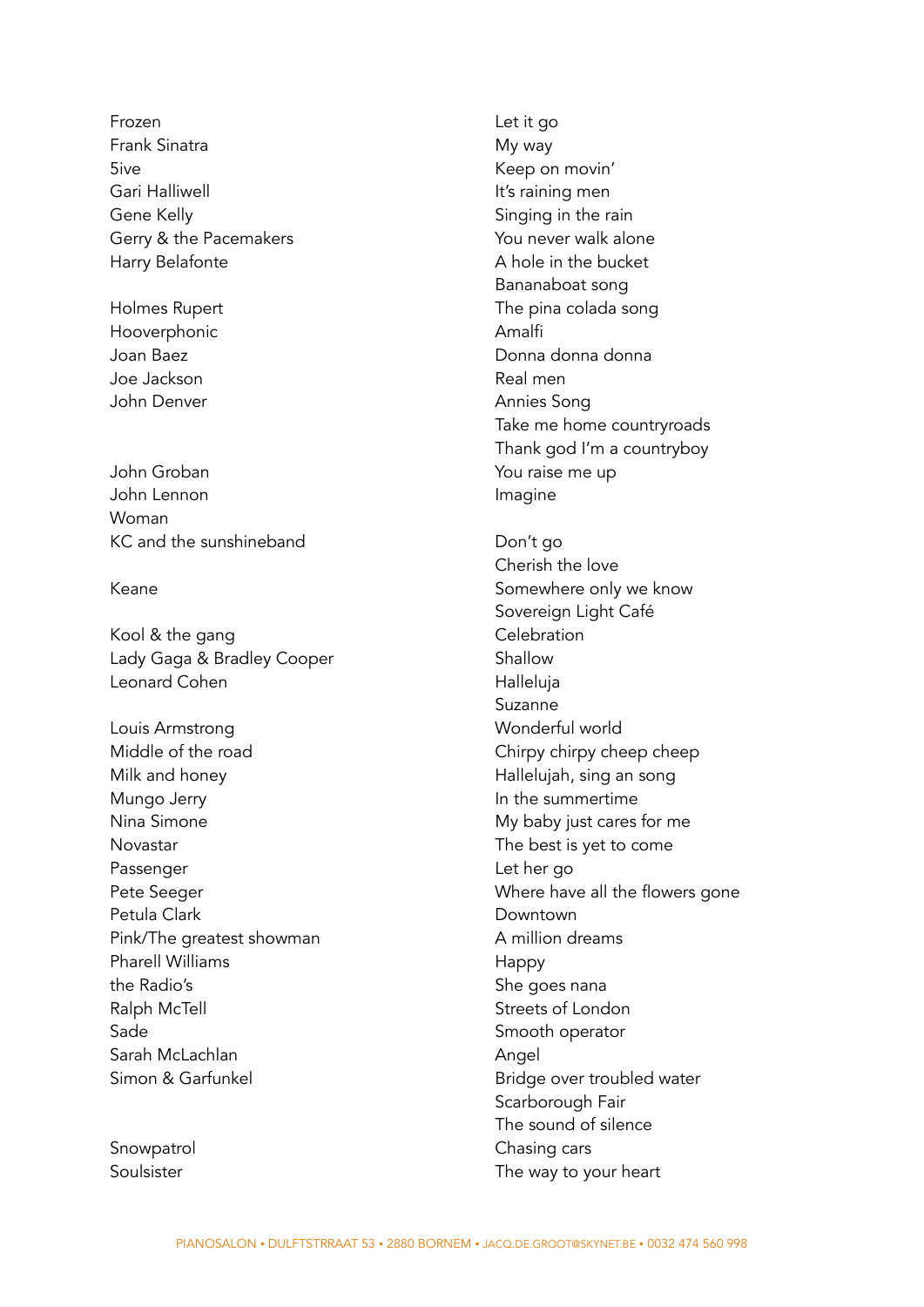| | |
|---|---|
| Frozen | Let it go |
| Frank Sinatra | My way |
| 5ive | Keep on movin' |
| Gari Halliwell | It's raining men |
| Gene Kelly | Singing in the rain |
| Gerry & the Pacemakers | You never walk alone |
| Harry Belafonte | A hole in the bucket |
| | Bananaboat song |
| Holmes Rupert | The pina colada song |
| Hooverphonic | Amalfi |
| Joan Baez | Donna donna donna |
| Joe Jackson | Real men |
| John Denver | Annies Song |
| | Take me home countryroads |
| | Thank god I'm a countryboy |
| John Groban | You raise me up |
| John Lennon | Imagine |
| Woman | |
| KC and the sunshineband | Don't go |
| | Cherish the love |
| Keane | Somewhere only we know |
| | Sovereign Light Café |
| Kool & the gang | Celebration |
| Lady Gaga & Bradley Cooper | Shallow |
| Leonard Cohen | Halleluja |
| | Suzanne |
| Louis Armstrong | Wonderful world |
| Middle of the road | Chirpy chirpy cheep cheep |
| Milk and honey | Hallelujah, sing an song |
| Mungo Jerry | In the summertime |
| Nina Simone | My baby just cares for me |
| Novastar | The best is yet to come |
| Passenger | Let her go |
| Pete Seeger | Where have all the flowers gone |
| Petula Clark | Downtown |
| Pink/The greatest showman | A million dreams |
| Pharell Williams | Happy |
| the Radio's | She goes nana |
| Ralph McTell | Streets of London |
| Sade | Smooth operator |
| Sarah McLachlan | Angel |
| Simon & Garfunkel | Bridge over troubled water |
| | Scarborough Fair |
| | The sound of silence |
| Snowpatrol | Chasing cars |
| Soulsister | The way to your heart |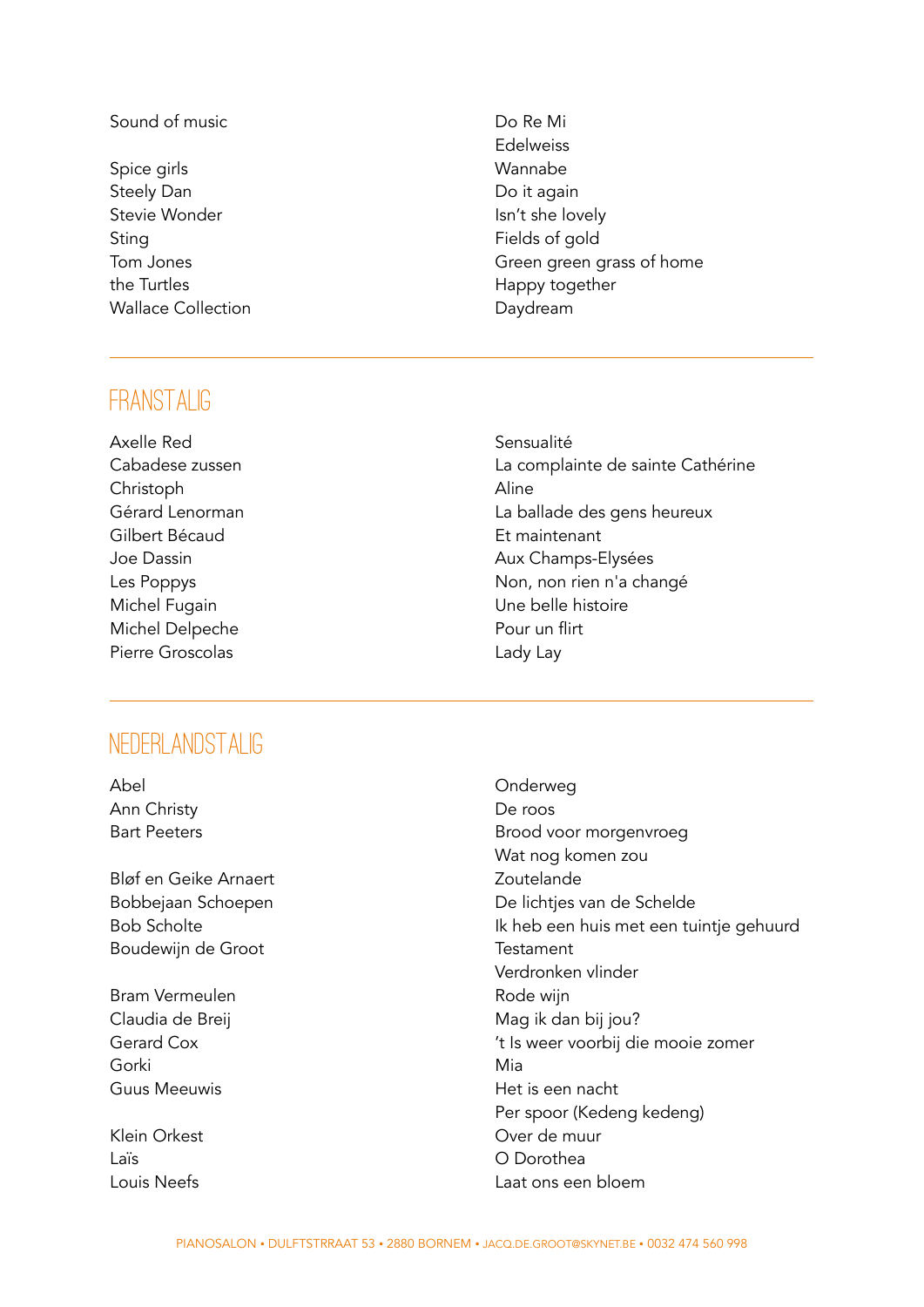| | |
|---|---|
| Sound of music | Do Re Mi |
| | Edelweiss |
| Spice girls | Wannabe |
| Steely Dan | Do it again |
| Stevie Wonder | Isn't she lovely |
| Sting | Fields of gold |
| Tom Jones | Green green grass of home |
| the Turtles | Happy together |
| Wallace Collection | Daydream |

## FRANSTALIG

| | |
|---|---|
| Axelle Red | Sensualité |
| Cabadese zussen | La complainte de sainte Cathérine |
| Christoph | Aline |
| Gérard Lenorman | La ballade des gens heureux |
| Gilbert Bécaud | Et maintenant |
| Joe Dassin | Aux Champs-Elysées |
| Les Poppys | Non, non rien n'a changé |
| Michel Fugain | Une belle histoire |
| Michel Delpeche | Pour un flirt |
| Pierre Groscolas | Lady Lay |

## NEDERLANDSTALIG

| | |
|---|---|
| Abel | Onderweg |
| Ann Christy | De roos |
| Bart Peeters | Brood voor morgenvroeg |
| | Wat nog komen zou |
| Bløf en Geike Arnaert | Zoutelande |
| Bobbejaan Schoepen | De lichtjes van de Schelde |
| Bob Scholte | Ik heb een huis met een tuintje gehuurd |
| Boudewijn de Groot | Testament |
| | Verdronken vlinder |
| Bram Vermeulen | Rode wijn |
| Claudia de Breij | Mag ik dan bij jou? |
| Gerard Cox | 't Is weer voorbij die mooie zomer |
| Gorki | Mia |
| Guus Meeuwis | Het is een nacht |
| | Per spoor (Kedeng kedeng) |
| Klein Orkest | Over de muur |
| Laïs | O Dorothea |
| Louis Neefs | Laat ons een bloem |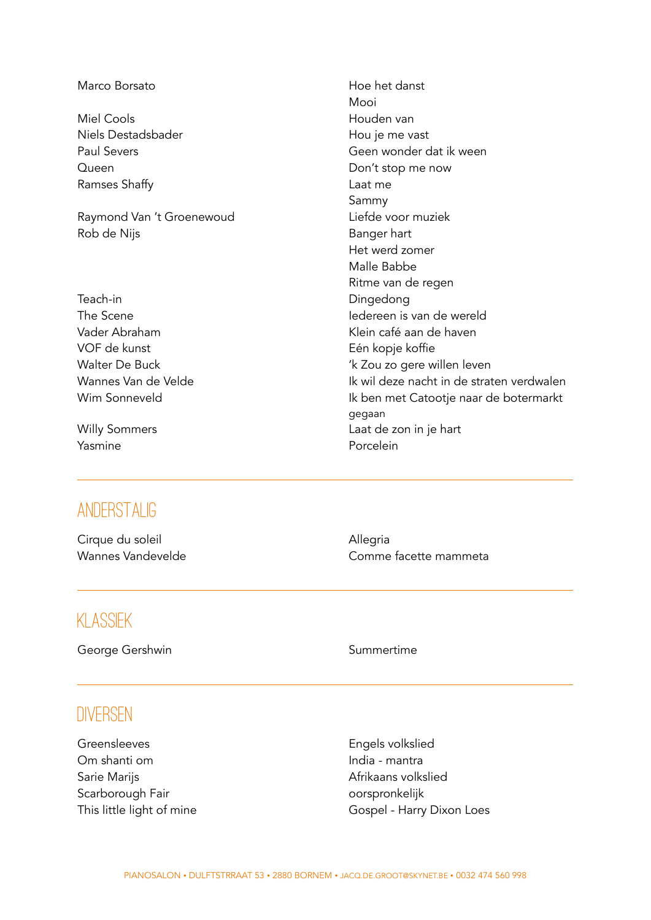| | |
|---|---|
| Marco Borsato | Hoe het danst |
| | Mooi |
| Miel Cools | Houden van |
| Niels Destadsbader | Hou je me vast |
| Paul Severs | Geen wonder dat ik ween |
| Queen | Don't stop me now |
| Ramses Shaffy | Laat me |
| | Sammy |
| Raymond Van 't Groenewoud | Liefde voor muziek |
| Rob de Nijs | Banger hart |
| | Het werd zomer |
| | Malle Babbe |
| | Ritme van de regen |
| Teach-in | Dingedong |
| The Scene | Iedereen is van de wereld |
| Vader Abraham | Klein café aan de haven |
| VOF de kunst | Eén kopje koffie |
| Walter De Buck | 'k Zou zo gere willen leven |
| Wannes Van de Velde | Ik wil deze nacht in de straten verdwalen |
| Wim Sonneveld | Ik ben met Catootje naar de botermarkt gegaan |
| Willy Sommers | Laat de zon in je hart |
| Yasmine | Porcelein |

## ANDERSTALIG

| | |
|---|---|
| Cirque du soleil | Allegria |
| Wannes Vandevelde | Comme facette mammeta |

## KLASSIEK

| | |
|---|---|
| George Gershwin | Summertime |

## DIVERSEN

| | |
|---|---|
| Greensleeves | Engels volkslied |
| Om shanti om | India - mantra |
| Sarie Marijs | Afrikaans volkslied |
| Scarborough Fair | oorspronkelijk |
| This little light of mine | Gospel - Harry Dixon Loes |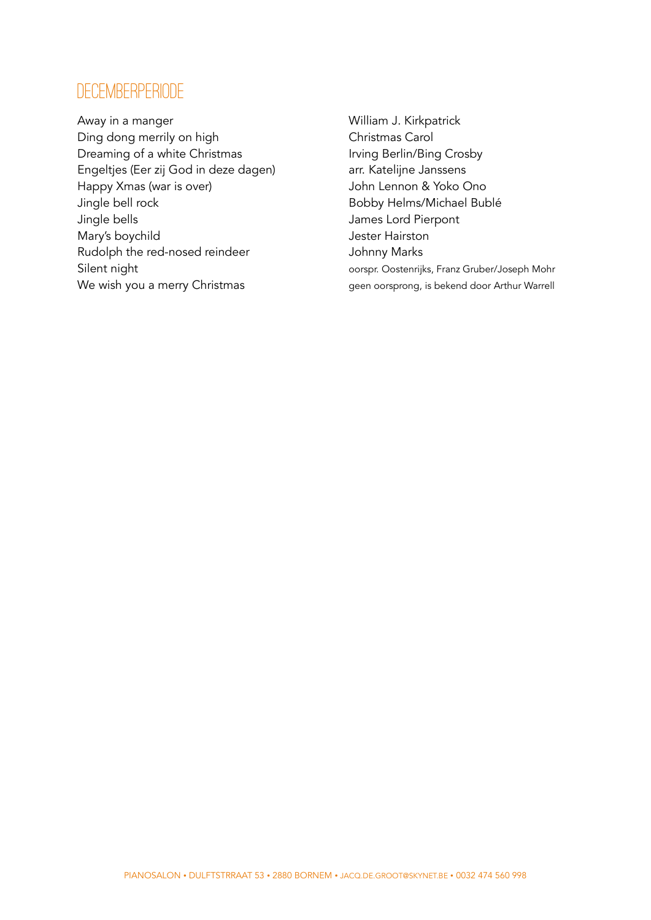## DECEMBERPERIODE

| | |
|---|---|
| Away in a manger | William J. Kirkpatrick |
| Ding dong merrily on high | Christmas Carol |
| Dreaming of a white Christmas | Irving Berlin/Bing Crosby |
| Engeltjes (Eer zij God in deze dagen) | arr. Katelijne Janssens |
| Happy Xmas (war is over) | John Lennon & Yoko Ono |
| Jingle bell rock | Bobby Helms/Michael Bublé |
| Jingle bells | James Lord Pierpont |
| Mary's boychild | Jester Hairston |
| Rudolph the red-nosed reindeer | Johnny Marks |
| Silent night | oorspr. Oostenrijks, Franz Gruber/Joseph Mohr |
| We wish you a merry Christmas | geen oorsprong, is bekend door Arthur Warrell |

PIANOSALON • DULFTSTRRAAT 53 • 2880 BORNEM • JACQ.DE.GROOT@SKYNET.BE • 0032 474 560 998